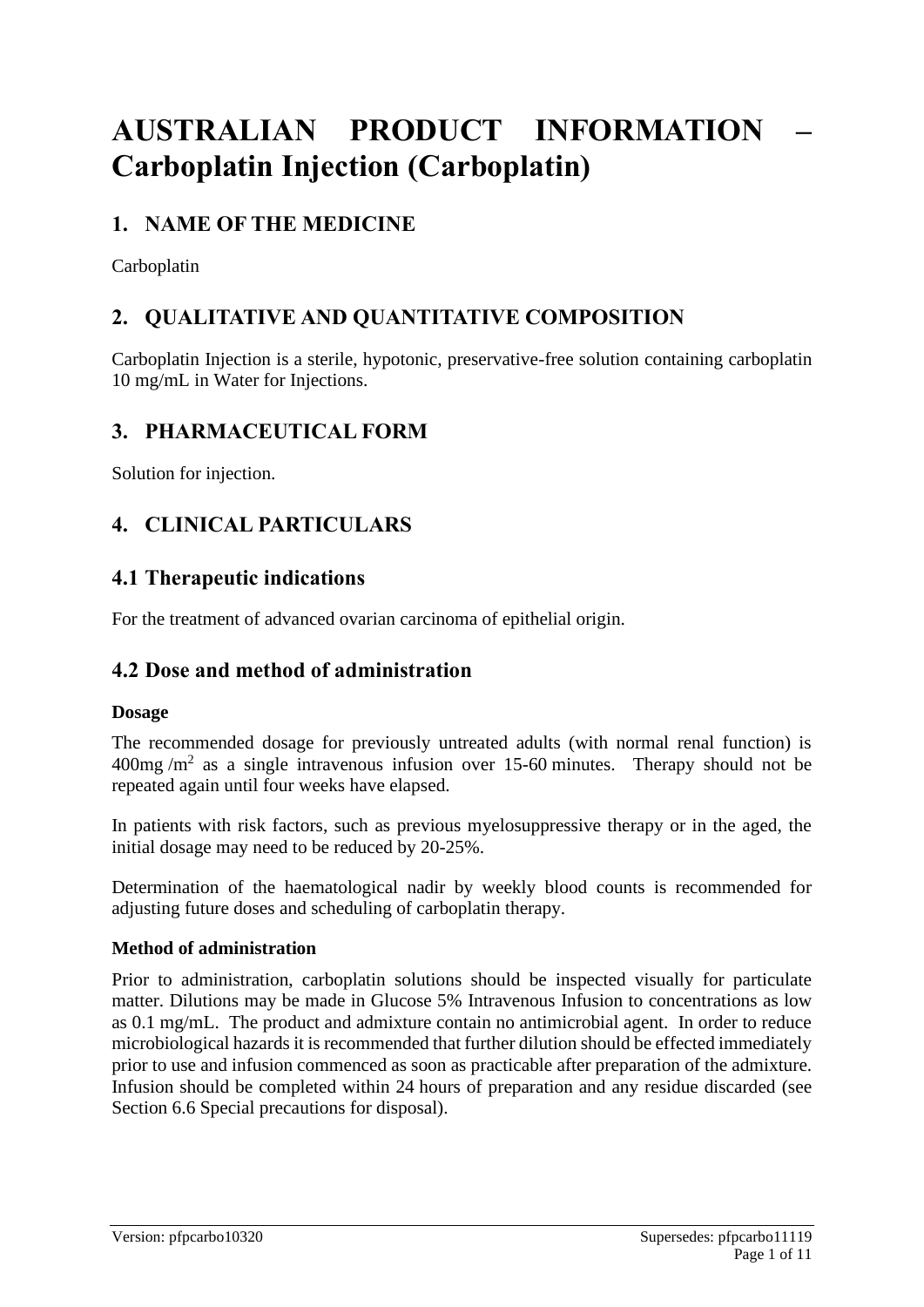# AUSTRALIAN PRODUCT INFORMATION – Carboplatin Injection (Carboplatin)

## 1. NAME OF THE MEDICINE

Carboplatin

## 2. QUALITATIVE AND QUANTITATIVE COMPOSITION

Carboplatin Injection is a sterile, hypotonic, preservative-free solution containing carboplatin 10 mg/mL in Water for Injections.

## 3. PHARMACEUTICAL FORM

Solution for injection.

## 4. CLINICAL PARTICULARS

## 4.1 Therapeutic indications

For the treatment of advanced ovarian carcinoma of epithelial origin.

## 4.2 Dose and method of administration

**Dosage**

The recommended dosage for previously untreated adults (with normal renal function) is 400mg /$m^2$ as a single intravenous infusion over 15-60 minutes. Therapy should not be repeated again until four weeks have elapsed.

In patients with risk factors, such as previous myelosuppressive therapy or in the aged, the initial dosage may need to be reduced by 20-25%.

Determination of the haematological nadir by weekly blood counts is recommended for adjusting future doses and scheduling of carboplatin therapy.

**Method of administration**

Prior to administration, carboplatin solutions should be inspected visually for particulate matter. Dilutions may be made in Glucose 5% Intravenous Infusion to concentrations as low as 0.1 mg/mL. The product and admixture contain no antimicrobial agent. In order to reduce microbiological hazards it is recommended that further dilution should be effected immediately prior to use and infusion commenced as soon as practicable after preparation of the admixture. Infusion should be completed within 24 hours of preparation and any residue discarded (see Section 6.6 Special precautions for disposal).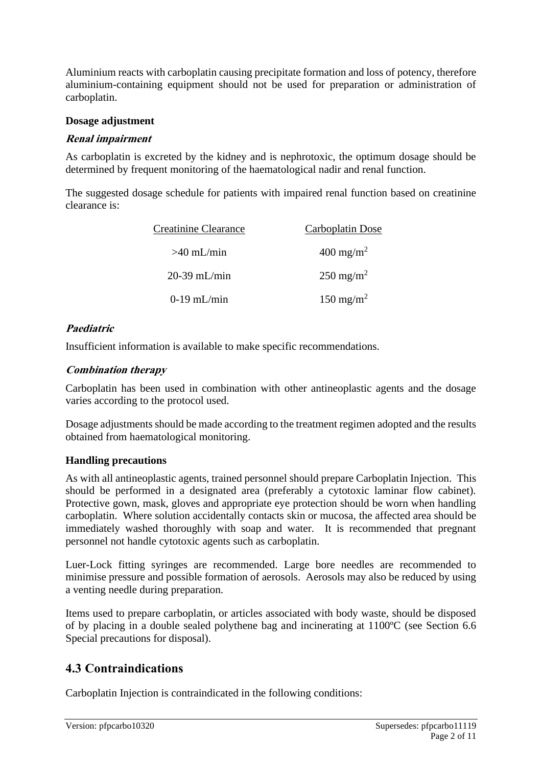Aluminium reacts with carboplatin causing precipitate formation and loss of potency, therefore aluminium-containing equipment should not be used for preparation or administration of carboplatin.

**Dosage adjustment**

***Renal impairment***

As carboplatin is excreted by the kidney and is nephrotoxic, the optimum dosage should be determined by frequent monitoring of the haematological nadir and renal function.

The suggested dosage schedule for patients with impaired renal function based on creatinine clearance is:

| Creatinine Clearance | Carboplatin Dose |
|---|---|
| >40 mL/min | 400 mg/m$^2$ |
| 20-39 mL/min | 250 mg/m$^2$ |
| 0-19 mL/min | 150 mg/m$^2$ |

***Paediatric***

Insufficient information is available to make specific recommendations.

***Combination therapy***

Carboplatin has been used in combination with other antineoplastic agents and the dosage varies according to the protocol used.

Dosage adjustments should be made according to the treatment regimen adopted and the results obtained from haematological monitoring.

**Handling precautions**

As with all antineoplastic agents, trained personnel should prepare Carboplatin Injection. This should be performed in a designated area (preferably a cytotoxic laminar flow cabinet). Protective gown, mask, gloves and appropriate eye protection should be worn when handling carboplatin. Where solution accidentally contacts skin or mucosa, the affected area should be immediately washed thoroughly with soap and water. It is recommended that pregnant personnel not handle cytotoxic agents such as carboplatin.

Luer-Lock fitting syringes are recommended. Large bore needles are recommended to minimise pressure and possible formation of aerosols. Aerosols may also be reduced by using a venting needle during preparation.

Items used to prepare carboplatin, or articles associated with body waste, should be disposed of by placing in a double sealed polythene bag and incinerating at 1100ºC (see Section 6.6 Special precautions for disposal).

## 4.3 Contraindications

Carboplatin Injection is contraindicated in the following conditions: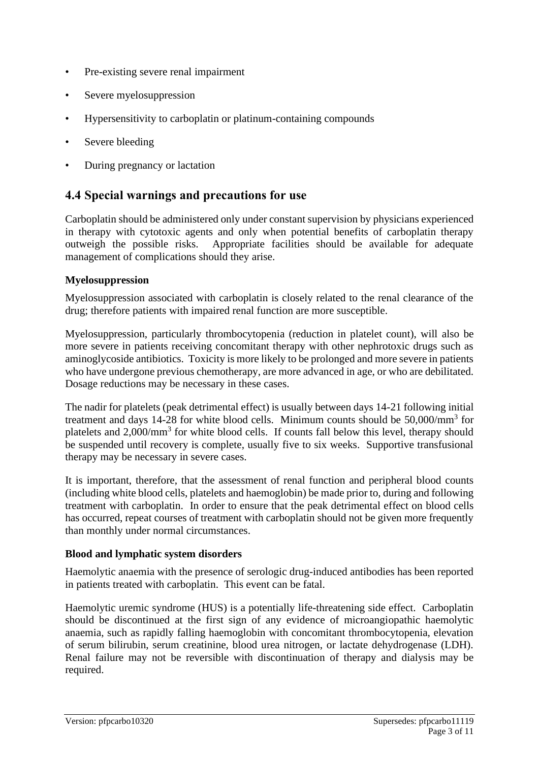- Pre-existing severe renal impairment
- Severe myelosuppression
- Hypersensitivity to carboplatin or platinum-containing compounds
- Severe bleeding
- During pregnancy or lactation

## 4.4 Special warnings and precautions for use

Carboplatin should be administered only under constant supervision by physicians experienced in therapy with cytotoxic agents and only when potential benefits of carboplatin therapy outweigh the possible risks. Appropriate facilities should be available for adequate management of complications should they arise.

**Myelosuppression**

Myelosuppression associated with carboplatin is closely related to the renal clearance of the drug; therefore patients with impaired renal function are more susceptible.

Myelosuppression, particularly thrombocytopenia (reduction in platelet count), will also be more severe in patients receiving concomitant therapy with other nephrotoxic drugs such as aminoglycoside antibiotics. Toxicity is more likely to be prolonged and more severe in patients who have undergone previous chemotherapy, are more advanced in age, or who are debilitated. Dosage reductions may be necessary in these cases.

The nadir for platelets (peak detrimental effect) is usually between days 14-21 following initial treatment and days 14-28 for white blood cells. Minimum counts should be 50,000/$mm^3$ for platelets and 2,000/$mm^3$ for white blood cells. If counts fall below this level, therapy should be suspended until recovery is complete, usually five to six weeks. Supportive transfusional therapy may be necessary in severe cases.

It is important, therefore, that the assessment of renal function and peripheral blood counts (including white blood cells, platelets and haemoglobin) be made prior to, during and following treatment with carboplatin. In order to ensure that the peak detrimental effect on blood cells has occurred, repeat courses of treatment with carboplatin should not be given more frequently than monthly under normal circumstances.

**Blood and lymphatic system disorders**

Haemolytic anaemia with the presence of serologic drug-induced antibodies has been reported in patients treated with carboplatin. This event can be fatal.

Haemolytic uremic syndrome (HUS) is a potentially life-threatening side effect. Carboplatin should be discontinued at the first sign of any evidence of microangiopathic haemolytic anaemia, such as rapidly falling haemoglobin with concomitant thrombocytopenia, elevation of serum bilirubin, serum creatinine, blood urea nitrogen, or lactate dehydrogenase (LDH). Renal failure may not be reversible with discontinuation of therapy and dialysis may be required.

Version: pfpcarbo10320 Supersedes: pfpcarbo11119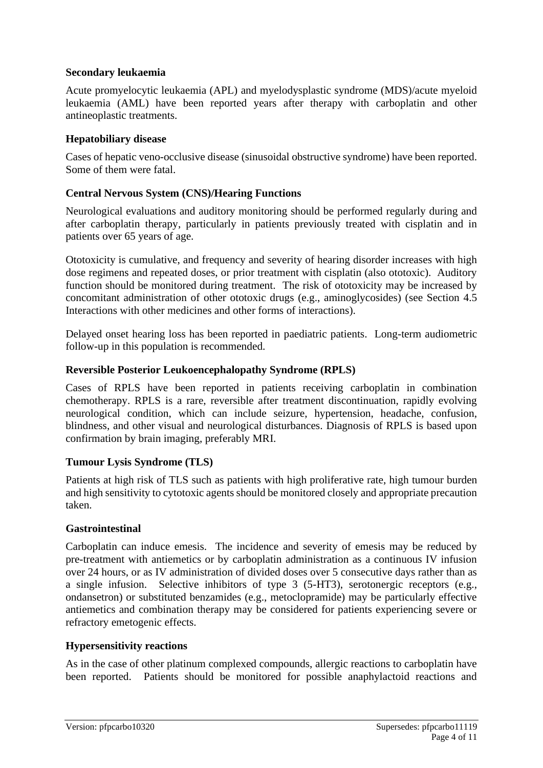**Secondary leukaemia**

Acute promyelocytic leukaemia (APL) and myelodysplastic syndrome (MDS)/acute myeloid leukaemia (AML) have been reported years after therapy with carboplatin and other antineoplastic treatments.

**Hepatobiliary disease**

Cases of hepatic veno-occlusive disease (sinusoidal obstructive syndrome) have been reported. Some of them were fatal.

**Central Nervous System (CNS)/Hearing Functions**

Neurological evaluations and auditory monitoring should be performed regularly during and after carboplatin therapy, particularly in patients previously treated with cisplatin and in patients over 65 years of age.

Ototoxicity is cumulative, and frequency and severity of hearing disorder increases with high dose regimens and repeated doses, or prior treatment with cisplatin (also ototoxic). Auditory function should be monitored during treatment. The risk of ototoxicity may be increased by concomitant administration of other ototoxic drugs (e.g., aminoglycosides) (see Section 4.5 Interactions with other medicines and other forms of interactions).

Delayed onset hearing loss has been reported in paediatric patients. Long-term audiometric follow-up in this population is recommended.

**Reversible Posterior Leukoencephalopathy Syndrome (RPLS)**

Cases of RPLS have been reported in patients receiving carboplatin in combination chemotherapy. RPLS is a rare, reversible after treatment discontinuation, rapidly evolving neurological condition, which can include seizure, hypertension, headache, confusion, blindness, and other visual and neurological disturbances. Diagnosis of RPLS is based upon confirmation by brain imaging, preferably MRI.

**Tumour Lysis Syndrome (TLS)**

Patients at high risk of TLS such as patients with high proliferative rate, high tumour burden and high sensitivity to cytotoxic agents should be monitored closely and appropriate precaution taken.

**Gastrointestinal**

Carboplatin can induce emesis. The incidence and severity of emesis may be reduced by pre-treatment with antiemetics or by carboplatin administration as a continuous IV infusion over 24 hours, or as IV administration of divided doses over 5 consecutive days rather than as a single infusion. Selective inhibitors of type 3 (5-HT3), serotonergic receptors (e.g., ondansetron) or substituted benzamides (e.g., metoclopramide) may be particularly effective antiemetics and combination therapy may be considered for patients experiencing severe or refractory emetogenic effects.

**Hypersensitivity reactions**

As in the case of other platinum complexed compounds, allergic reactions to carboplatin have been reported. Patients should be monitored for possible anaphylactoid reactions and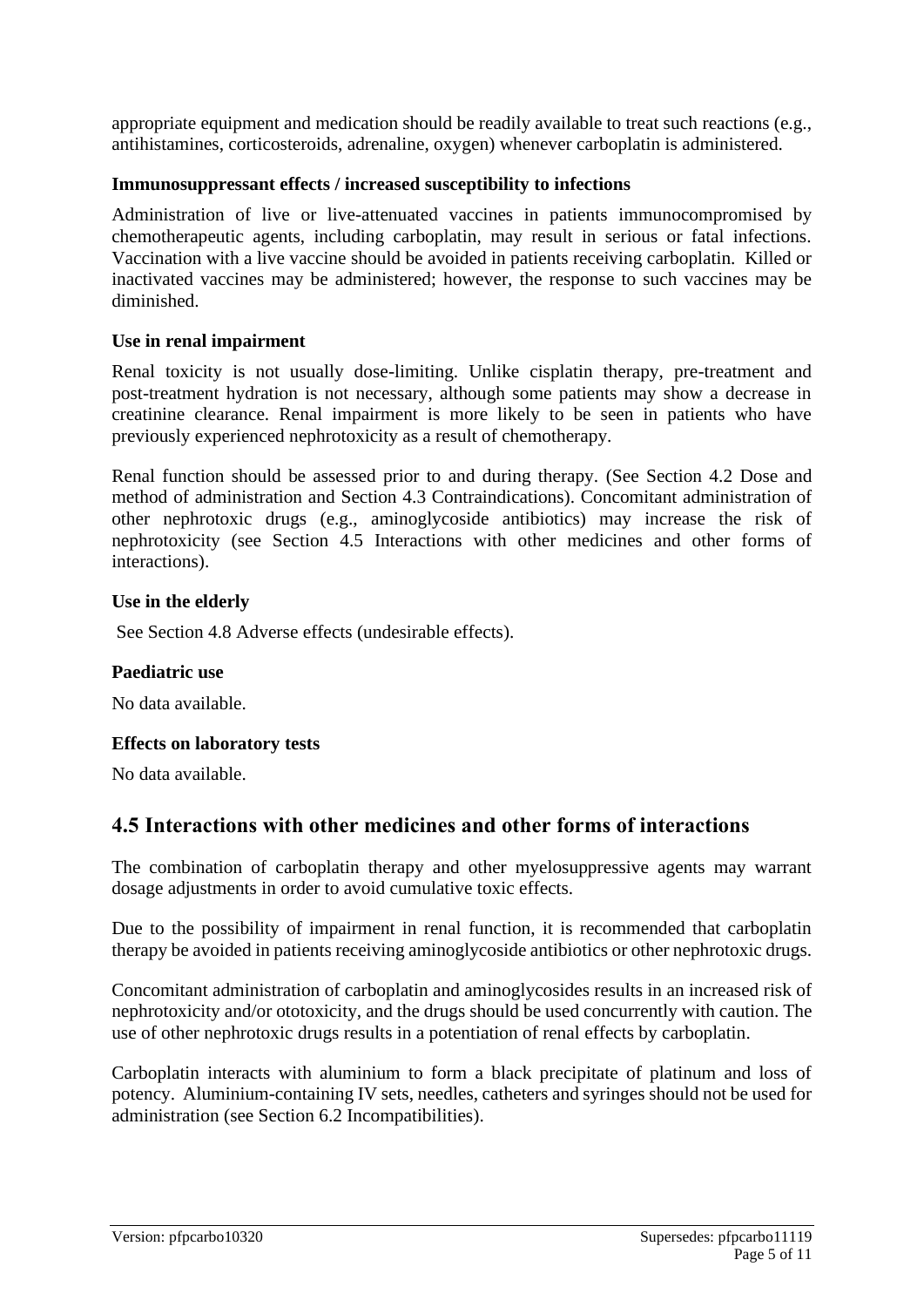appropriate equipment and medication should be readily available to treat such reactions (e.g., antihistamines, corticosteroids, adrenaline, oxygen) whenever carboplatin is administered.

**Immunosuppressant effects / increased susceptibility to infections**

Administration of live or live-attenuated vaccines in patients immunocompromised by chemotherapeutic agents, including carboplatin, may result in serious or fatal infections. Vaccination with a live vaccine should be avoided in patients receiving carboplatin. Killed or inactivated vaccines may be administered; however, the response to such vaccines may be diminished.

**Use in renal impairment**

Renal toxicity is not usually dose-limiting. Unlike cisplatin therapy, pre-treatment and post-treatment hydration is not necessary, although some patients may show a decrease in creatinine clearance. Renal impairment is more likely to be seen in patients who have previously experienced nephrotoxicity as a result of chemotherapy.

Renal function should be assessed prior to and during therapy. (See Section 4.2 Dose and method of administration and Section 4.3 Contraindications). Concomitant administration of other nephrotoxic drugs (e.g., aminoglycoside antibiotics) may increase the risk of nephrotoxicity (see Section 4.5 Interactions with other medicines and other forms of interactions).

**Use in the elderly**

See Section 4.8 Adverse effects (undesirable effects).

**Paediatric use**

No data available.

**Effects on laboratory tests**

No data available.

## 4.5 Interactions with other medicines and other forms of interactions

The combination of carboplatin therapy and other myelosuppressive agents may warrant dosage adjustments in order to avoid cumulative toxic effects.

Due to the possibility of impairment in renal function, it is recommended that carboplatin therapy be avoided in patients receiving aminoglycoside antibiotics or other nephrotoxic drugs.

Concomitant administration of carboplatin and aminoglycosides results in an increased risk of nephrotoxicity and/or ototoxicity, and the drugs should be used concurrently with caution. The use of other nephrotoxic drugs results in a potentiation of renal effects by carboplatin.

Carboplatin interacts with aluminium to form a black precipitate of platinum and loss of potency. Aluminium-containing IV sets, needles, catheters and syringes should not be used for administration (see Section 6.2 Incompatibilities).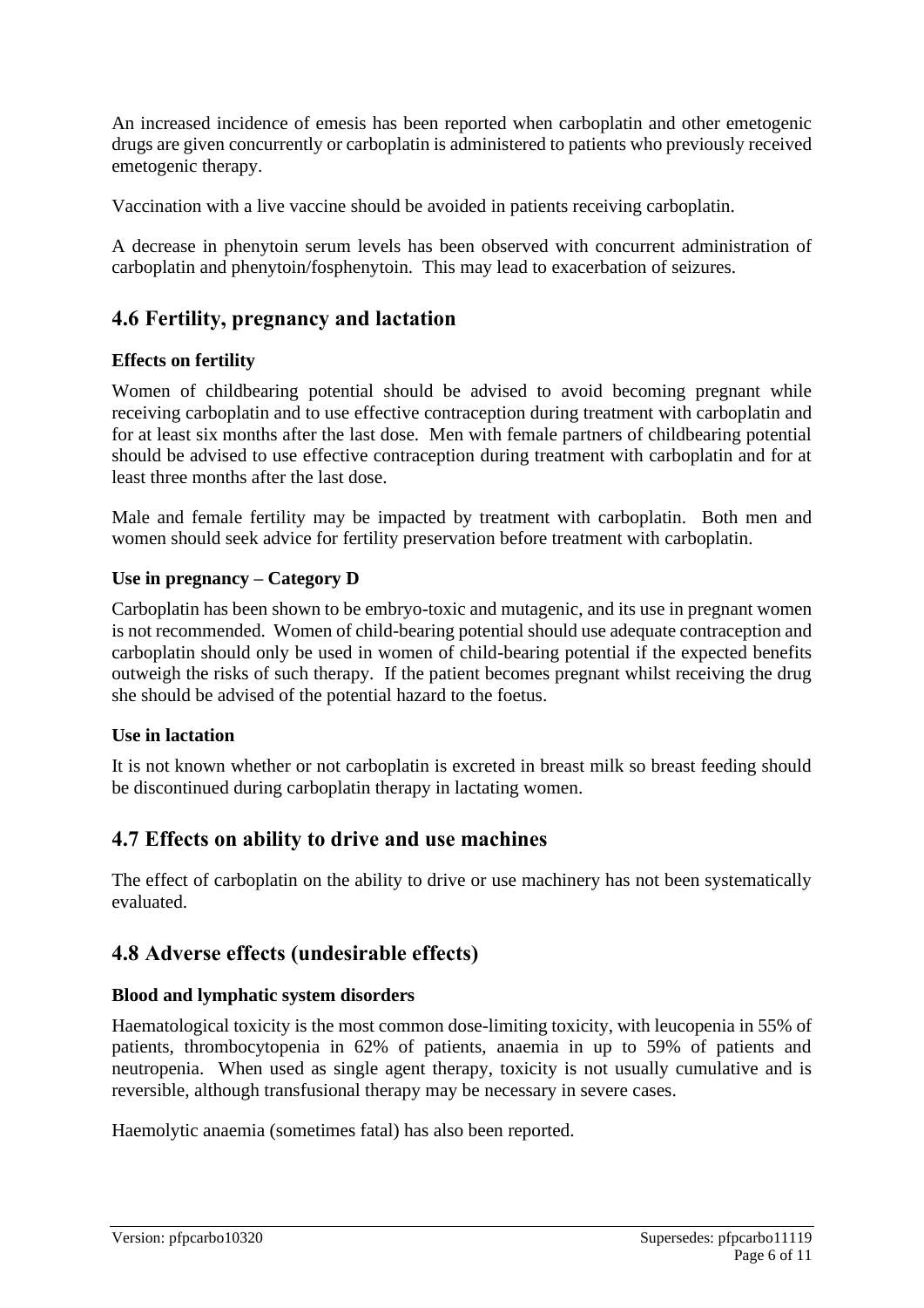An increased incidence of emesis has been reported when carboplatin and other emetogenic drugs are given concurrently or carboplatin is administered to patients who previously received emetogenic therapy.

Vaccination with a live vaccine should be avoided in patients receiving carboplatin.

A decrease in phenytoin serum levels has been observed with concurrent administration of carboplatin and phenytoin/fosphenytoin. This may lead to exacerbation of seizures.

## 4.6 Fertility, pregnancy and lactation

### Effects on fertility

Women of childbearing potential should be advised to avoid becoming pregnant while receiving carboplatin and to use effective contraception during treatment with carboplatin and for at least six months after the last dose. Men with female partners of childbearing potential should be advised to use effective contraception during treatment with carboplatin and for at least three months after the last dose.

Male and female fertility may be impacted by treatment with carboplatin. Both men and women should seek advice for fertility preservation before treatment with carboplatin.

### Use in pregnancy – Category D

Carboplatin has been shown to be embryo-toxic and mutagenic, and its use in pregnant women is not recommended. Women of child-bearing potential should use adequate contraception and carboplatin should only be used in women of child-bearing potential if the expected benefits outweigh the risks of such therapy. If the patient becomes pregnant whilst receiving the drug she should be advised of the potential hazard to the foetus.

### Use in lactation

It is not known whether or not carboplatin is excreted in breast milk so breast feeding should be discontinued during carboplatin therapy in lactating women.

## 4.7 Effects on ability to drive and use machines

The effect of carboplatin on the ability to drive or use machinery has not been systematically evaluated.

## 4.8 Adverse effects (undesirable effects)

### Blood and lymphatic system disorders

Haematological toxicity is the most common dose-limiting toxicity, with leucopenia in 55% of patients, thrombocytopenia in 62% of patients, anaemia in up to 59% of patients and neutropenia. When used as single agent therapy, toxicity is not usually cumulative and is reversible, although transfusional therapy may be necessary in severe cases.

Haemolytic anaemia (sometimes fatal) has also been reported.

Version: pfpcarbo10320 Supersedes: pfpcarbo11119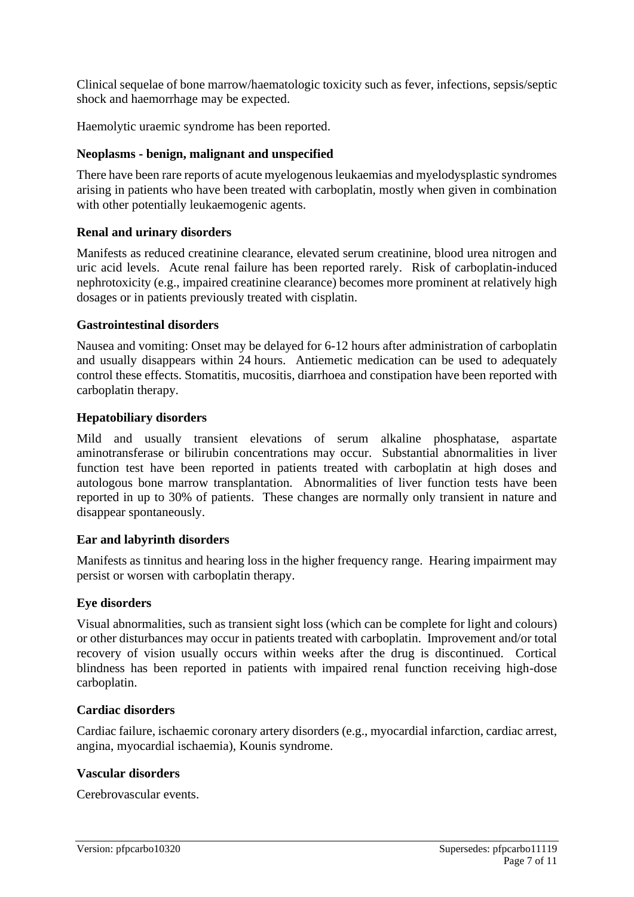Clinical sequelae of bone marrow/haematologic toxicity such as fever, infections, sepsis/septic shock and haemorrhage may be expected.

Haemolytic uraemic syndrome has been reported.

**Neoplasms - benign, malignant and unspecified**

There have been rare reports of acute myelogenous leukaemias and myelodysplastic syndromes arising in patients who have been treated with carboplatin, mostly when given in combination with other potentially leukaemogenic agents.

**Renal and urinary disorders**

Manifests as reduced creatinine clearance, elevated serum creatinine, blood urea nitrogen and uric acid levels. Acute renal failure has been reported rarely. Risk of carboplatin-induced nephrotoxicity (e.g., impaired creatinine clearance) becomes more prominent at relatively high dosages or in patients previously treated with cisplatin.

**Gastrointestinal disorders**

Nausea and vomiting: Onset may be delayed for 6-12 hours after administration of carboplatin and usually disappears within 24 hours. Antiemetic medication can be used to adequately control these effects. Stomatitis, mucositis, diarrhoea and constipation have been reported with carboplatin therapy.

**Hepatobiliary disorders**

Mild and usually transient elevations of serum alkaline phosphatase, aspartate aminotransferase or bilirubin concentrations may occur. Substantial abnormalities in liver function test have been reported in patients treated with carboplatin at high doses and autologous bone marrow transplantation. Abnormalities of liver function tests have been reported in up to 30% of patients. These changes are normally only transient in nature and disappear spontaneously.

**Ear and labyrinth disorders**

Manifests as tinnitus and hearing loss in the higher frequency range. Hearing impairment may persist or worsen with carboplatin therapy.

**Eye disorders**

Visual abnormalities, such as transient sight loss (which can be complete for light and colours) or other disturbances may occur in patients treated with carboplatin. Improvement and/or total recovery of vision usually occurs within weeks after the drug is discontinued. Cortical blindness has been reported in patients with impaired renal function receiving high-dose carboplatin.

**Cardiac disorders**

Cardiac failure, ischaemic coronary artery disorders (e.g., myocardial infarction, cardiac arrest, angina, myocardial ischaemia), Kounis syndrome.

**Vascular disorders**

Cerebrovascular events.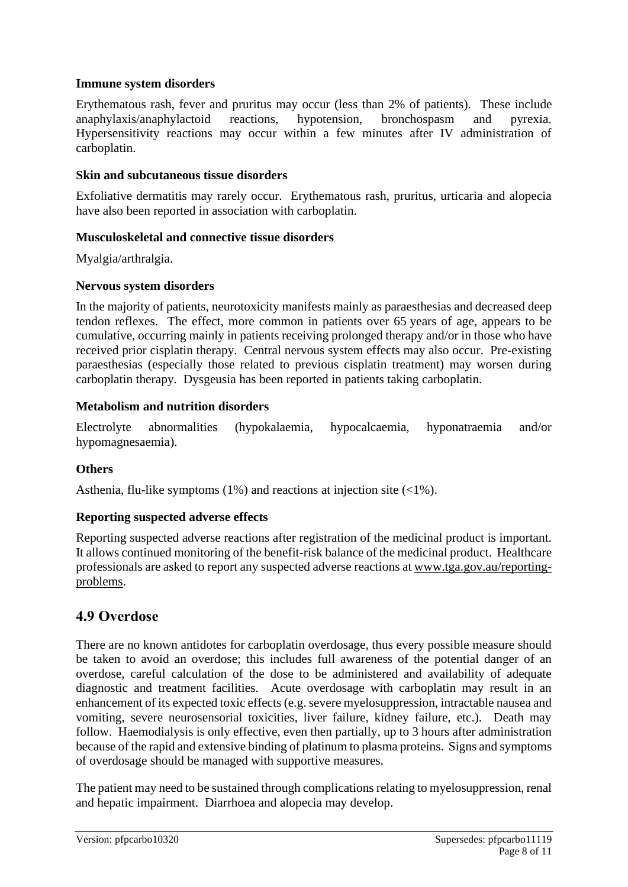**Immune system disorders**

Erythematous rash, fever and pruritus may occur (less than 2% of patients). These include anaphylaxis/anaphylactoid reactions, hypotension, bronchospasm and pyrexia. Hypersensitivity reactions may occur within a few minutes after IV administration of carboplatin.

**Skin and subcutaneous tissue disorders**

Exfoliative dermatitis may rarely occur. Erythematous rash, pruritus, urticaria and alopecia have also been reported in association with carboplatin.

**Musculoskeletal and connective tissue disorders**

Myalgia/arthralgia.

**Nervous system disorders**

In the majority of patients, neurotoxicity manifests mainly as paraesthesias and decreased deep tendon reflexes. The effect, more common in patients over 65 years of age, appears to be cumulative, occurring mainly in patients receiving prolonged therapy and/or in those who have received prior cisplatin therapy. Central nervous system effects may also occur. Pre-existing paraesthesias (especially those related to previous cisplatin treatment) may worsen during carboplatin therapy. Dysgeusia has been reported in patients taking carboplatin.

**Metabolism and nutrition disorders**

Electrolyte abnormalities (hypokalaemia, hypocalcaemia, hyponatraemia and/or hypomagnesaemia).

**Others**

Asthenia, flu-like symptoms (1%) and reactions at injection site (<1%).

**Reporting suspected adverse effects**

Reporting suspected adverse reactions after registration of the medicinal product is important. It allows continued monitoring of the benefit-risk balance of the medicinal product. Healthcare professionals are asked to report any suspected adverse reactions at www.tga.gov.au/reporting-problems.

## 4.9 Overdose

There are no known antidotes for carboplatin overdosage, thus every possible measure should be taken to avoid an overdose; this includes full awareness of the potential danger of an overdose, careful calculation of the dose to be administered and availability of adequate diagnostic and treatment facilities. Acute overdosage with carboplatin may result in an enhancement of its expected toxic effects (e.g. severe myelosuppression, intractable nausea and vomiting, severe neurosensorial toxicities, liver failure, kidney failure, etc.). Death may follow. Haemodialysis is only effective, even then partially, up to 3 hours after administration because of the rapid and extensive binding of platinum to plasma proteins. Signs and symptoms of overdosage should be managed with supportive measures.

The patient may need to be sustained through complications relating to myelosuppression, renal and hepatic impairment. Diarrhoea and alopecia may develop.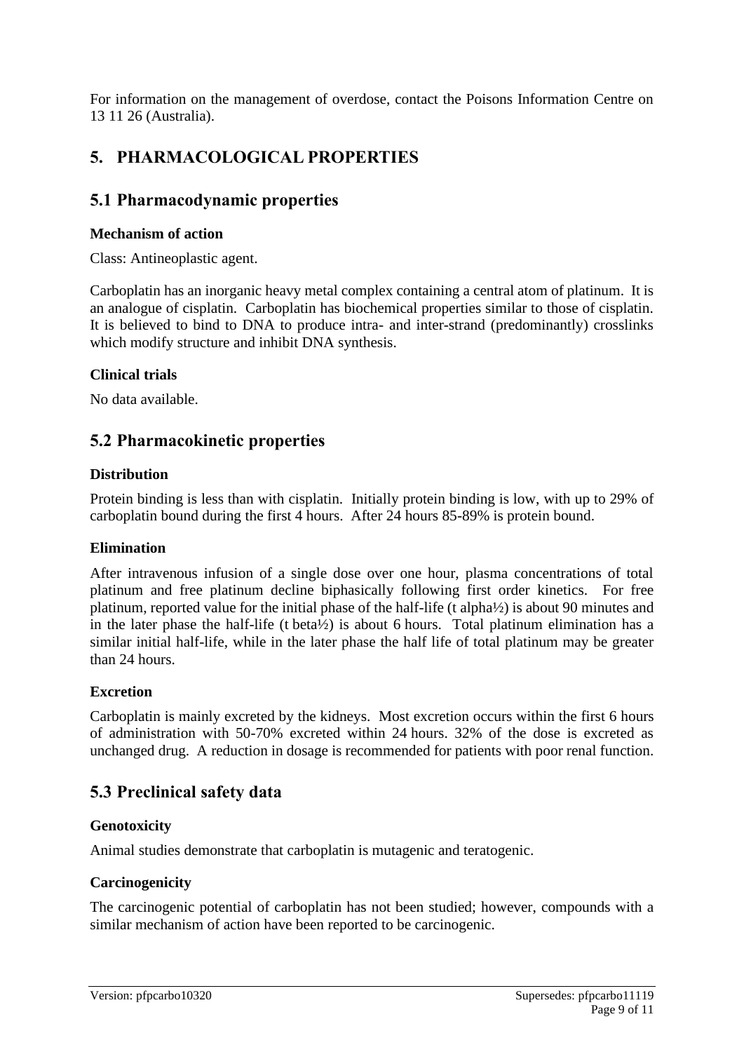For information on the management of overdose, contact the Poisons Information Centre on 13 11 26 (Australia).

# 5. PHARMACOLOGICAL PROPERTIES

## 5.1 Pharmacodynamic properties

### Mechanism of action

Class: Antineoplastic agent.

Carboplatin has an inorganic heavy metal complex containing a central atom of platinum. It is an analogue of cisplatin. Carboplatin has biochemical properties similar to those of cisplatin. It is believed to bind to DNA to produce intra- and inter-strand (predominantly) crosslinks which modify structure and inhibit DNA synthesis.

### Clinical trials

No data available.

## 5.2 Pharmacokinetic properties

### Distribution

Protein binding is less than with cisplatin. Initially protein binding is low, with up to 29% of carboplatin bound during the first 4 hours. After 24 hours 85-89% is protein bound.

### Elimination

After intravenous infusion of a single dose over one hour, plasma concentrations of total platinum and free platinum decline biphasically following first order kinetics. For free platinum, reported value for the initial phase of the half-life (t alpha½) is about 90 minutes and in the later phase the half-life (t beta½) is about 6 hours. Total platinum elimination has a similar initial half-life, while in the later phase the half life of total platinum may be greater than 24 hours.

### Excretion

Carboplatin is mainly excreted by the kidneys. Most excretion occurs within the first 6 hours of administration with 50-70% excreted within 24 hours. 32% of the dose is excreted as unchanged drug. A reduction in dosage is recommended for patients with poor renal function.

## 5.3 Preclinical safety data

### Genotoxicity

Animal studies demonstrate that carboplatin is mutagenic and teratogenic.

### Carcinogenicity

The carcinogenic potential of carboplatin has not been studied; however, compounds with a similar mechanism of action have been reported to be carcinogenic.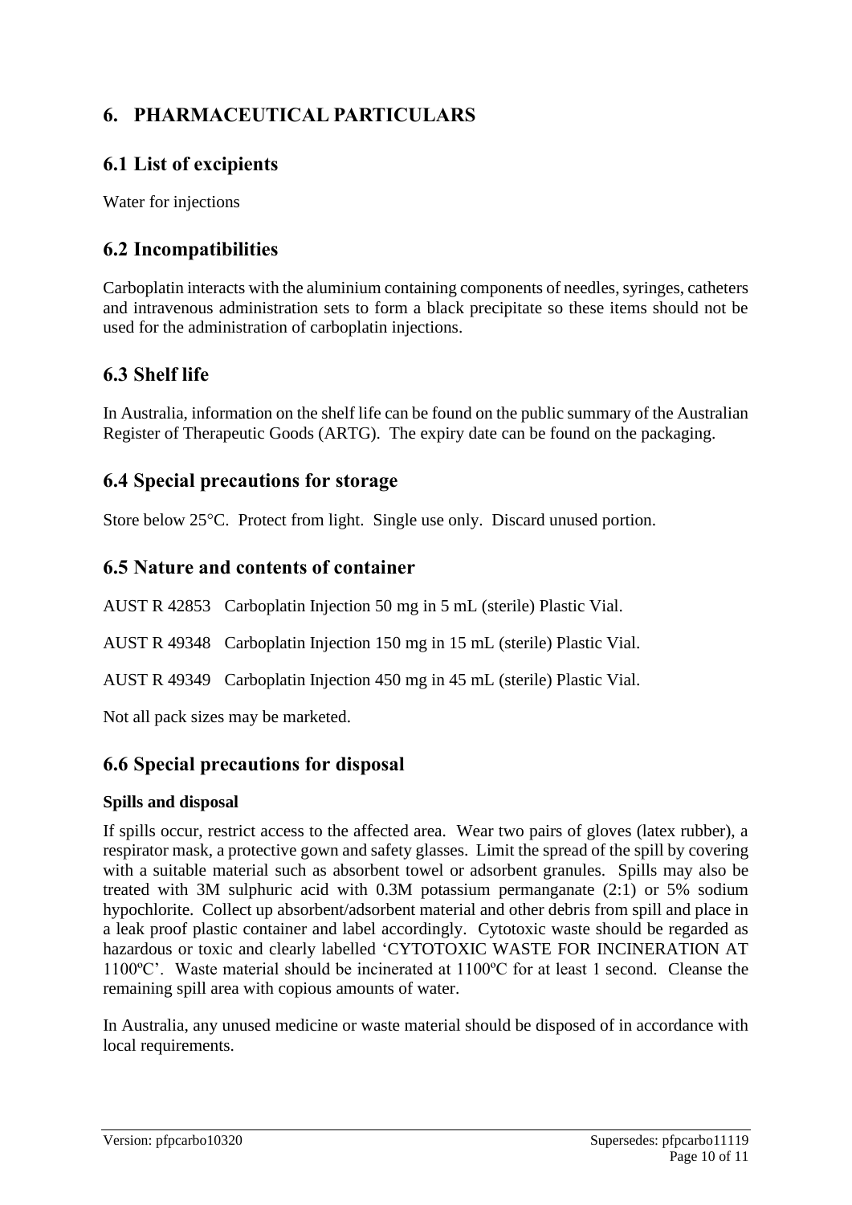# 6. PHARMACEUTICAL PARTICULARS

## 6.1 List of excipients

Water for injections

## 6.2 Incompatibilities

Carboplatin interacts with the aluminium containing components of needles, syringes, catheters and intravenous administration sets to form a black precipitate so these items should not be used for the administration of carboplatin injections.

## 6.3 Shelf life

In Australia, information on the shelf life can be found on the public summary of the Australian Register of Therapeutic Goods (ARTG). The expiry date can be found on the packaging.

## 6.4 Special precautions for storage

Store below 25°C. Protect from light. Single use only. Discard unused portion.

## 6.5 Nature and contents of container

AUST R 42853 Carboplatin Injection 50 mg in 5 mL (sterile) Plastic Vial.

AUST R 49348 Carboplatin Injection 150 mg in 15 mL (sterile) Plastic Vial.

AUST R 49349 Carboplatin Injection 450 mg in 45 mL (sterile) Plastic Vial.

Not all pack sizes may be marketed.

## 6.6 Special precautions for disposal

**Spills and disposal**

If spills occur, restrict access to the affected area. Wear two pairs of gloves (latex rubber), a respirator mask, a protective gown and safety glasses. Limit the spread of the spill by covering with a suitable material such as absorbent towel or adsorbent granules. Spills may also be treated with 3M sulphuric acid with 0.3M potassium permanganate (2:1) or 5% sodium hypochlorite. Collect up absorbent/adsorbent material and other debris from spill and place in a leak proof plastic container and label accordingly. Cytotoxic waste should be regarded as hazardous or toxic and clearly labelled 'CYTOTOXIC WASTE FOR INCINERATION AT 1100ºC'. Waste material should be incinerated at 1100ºC for at least 1 second. Cleanse the remaining spill area with copious amounts of water.

In Australia, any unused medicine or waste material should be disposed of in accordance with local requirements.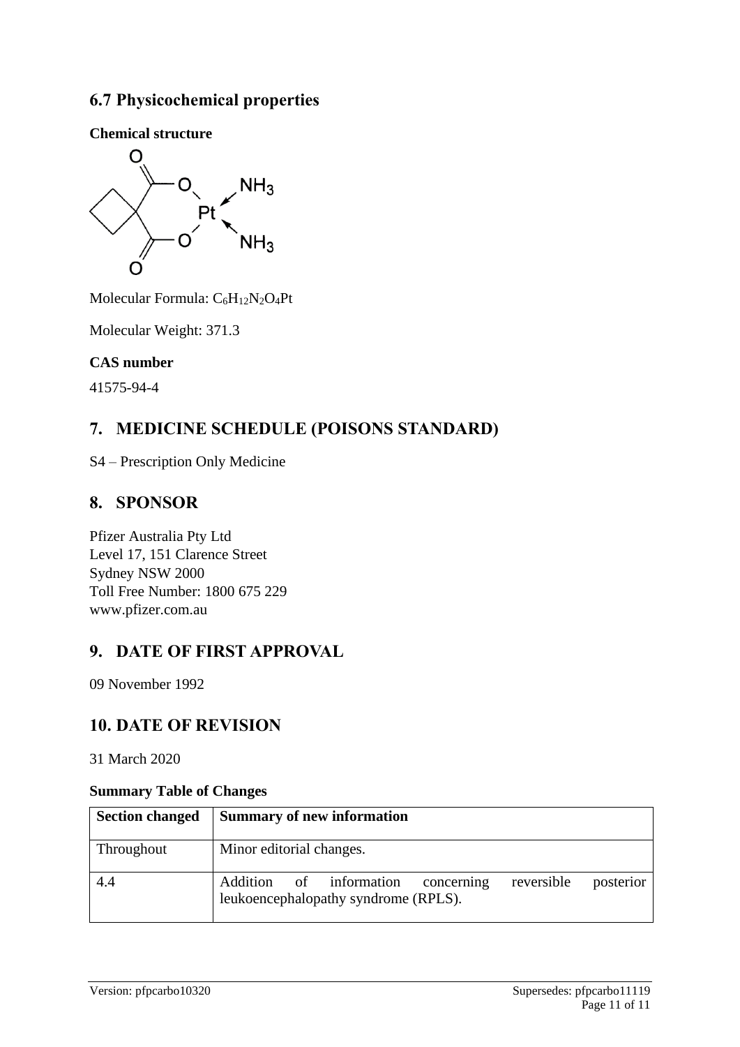## 6.7 Physicochemical properties

**Chemical structure**

Molecular Formula: $C_6H_{12}N_2O_4Pt$

Molecular Weight: 371.3

**CAS number**

41575-94-4

# 7. MEDICINE SCHEDULE (POISONS STANDARD)

S4 – Prescription Only Medicine

# 8. SPONSOR

Pfizer Australia Pty Ltd
Level 17, 151 Clarence Street
Sydney NSW 2000
Toll Free Number: 1800 675 229
www.pfizer.com.au

# 9. DATE OF FIRST APPROVAL

09 November 1992

# 10. DATE OF REVISION

31 March 2020

**Summary Table of Changes**

| Section changed | Summary of new information |
|---|---|
| Throughout | Minor editorial changes. |
| 4.4 | Addition of information concerning reversible posterior leukoencephalopathy syndrome (RPLS). |

Version: pfpcarbo10320 Supersedes: pfpcarbo11119